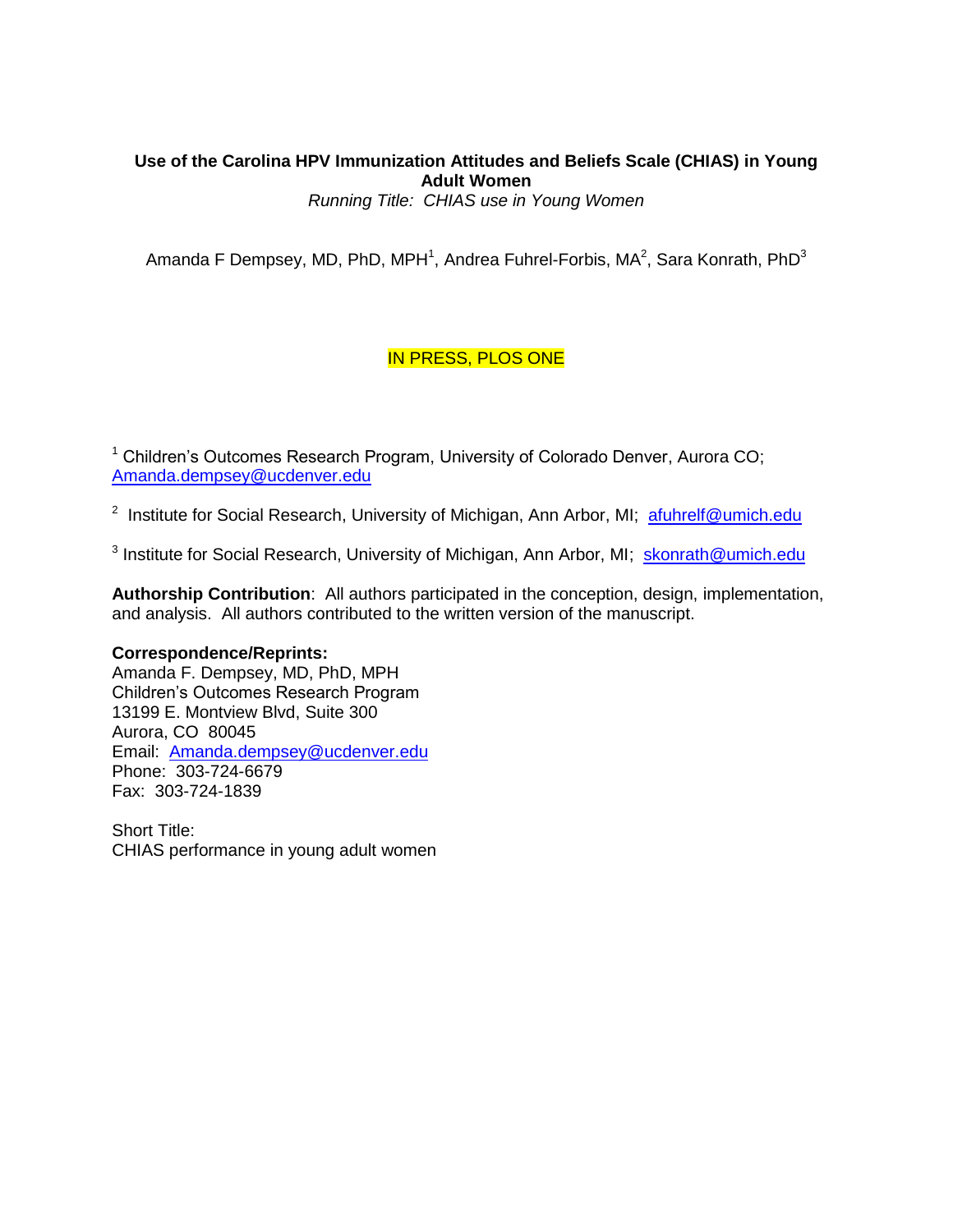# Use of the Carolina HPV Immunization Attitudes and Beliefs Scale (CHIAS) in Young Adult Women

*Running Title: CHIAS use in Young Women*

Amanda F Dempsey, MD, PhD, MPH[1], Andrea Fuhrel-Forbis, MA[2], Sara Konrath, PhD[3]

IN PRESS, PLOS ONE

[1] Children's Outcomes Research Program, University of Colorado Denver, Aurora CO; Amanda.dempsey@ucdenver.edu

[2] Institute for Social Research, University of Michigan, Ann Arbor, MI; afuhrelf@umich.edu

[3] Institute for Social Research, University of Michigan, Ann Arbor, MI; skonrath@umich.edu

**Authorship Contribution**: All authors participated in the conception, design, implementation, and analysis. All authors contributed to the written version of the manuscript.

**Correspondence/Reprints:**
Amanda F. Dempsey, MD, PhD, MPH
Children's Outcomes Research Program
13199 E. Montview Blvd, Suite 300
Aurora, CO 80045
Email: Amanda.dempsey@ucdenver.edu
Phone: 303-724-6679
Fax: 303-724-1839

Short Title:
CHIAS performance in young adult women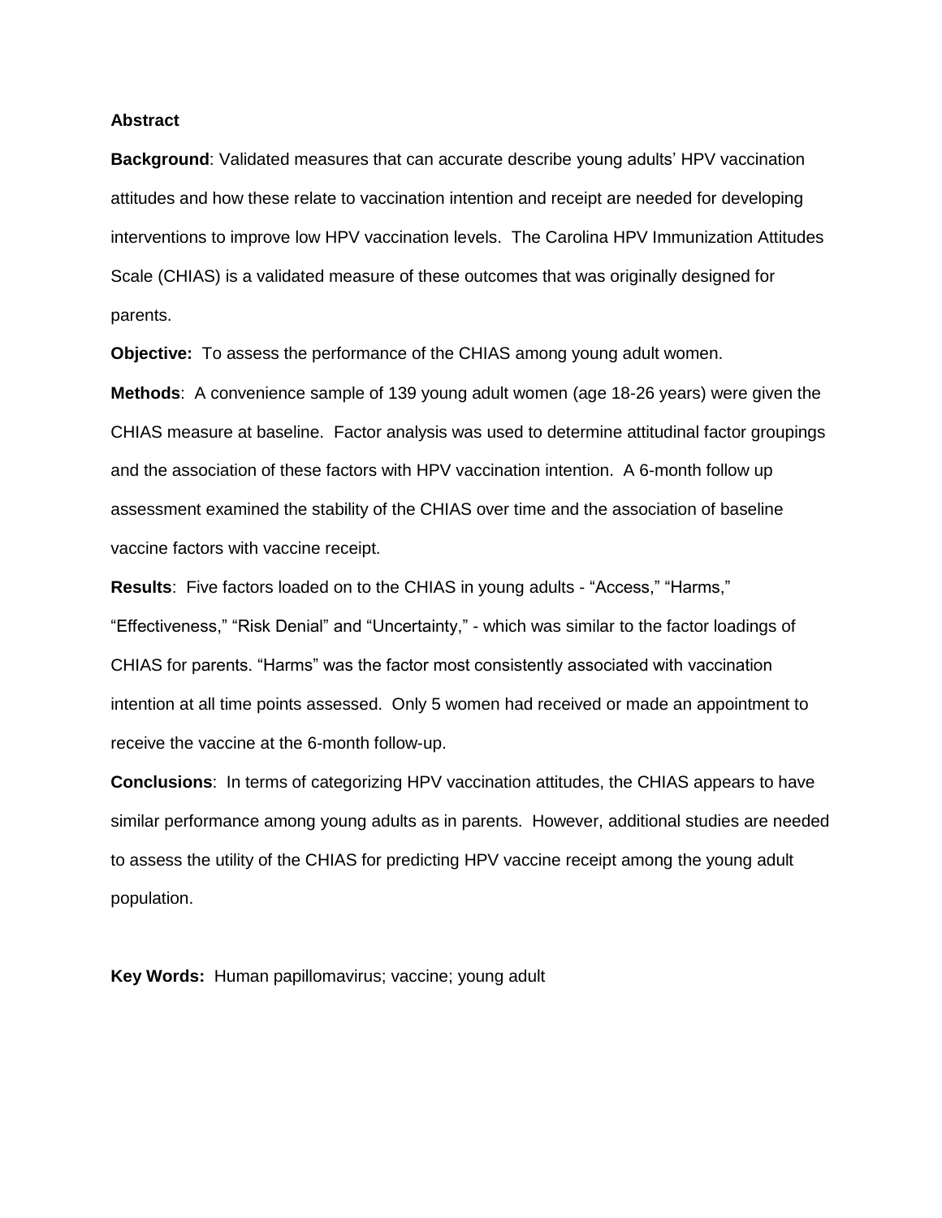**Abstract**

**Background**: Validated measures that can accurate describe young adults' HPV vaccination attitudes and how these relate to vaccination intention and receipt are needed for developing interventions to improve low HPV vaccination levels. The Carolina HPV Immunization Attitudes Scale (CHIAS) is a validated measure of these outcomes that was originally designed for parents.

**Objective:** To assess the performance of the CHIAS among young adult women.

**Methods**: A convenience sample of 139 young adult women (age 18-26 years) were given the CHIAS measure at baseline. Factor analysis was used to determine attitudinal factor groupings and the association of these factors with HPV vaccination intention. A 6-month follow up assessment examined the stability of the CHIAS over time and the association of baseline vaccine factors with vaccine receipt.

**Results**: Five factors loaded on to the CHIAS in young adults - "Access," "Harms," "Effectiveness," "Risk Denial" and "Uncertainty," - which was similar to the factor loadings of CHIAS for parents. "Harms" was the factor most consistently associated with vaccination intention at all time points assessed. Only 5 women had received or made an appointment to receive the vaccine at the 6-month follow-up.

**Conclusions**: In terms of categorizing HPV vaccination attitudes, the CHIAS appears to have similar performance among young adults as in parents. However, additional studies are needed to assess the utility of the CHIAS for predicting HPV vaccine receipt among the young adult population.

**Key Words:** Human papillomavirus; vaccine; young adult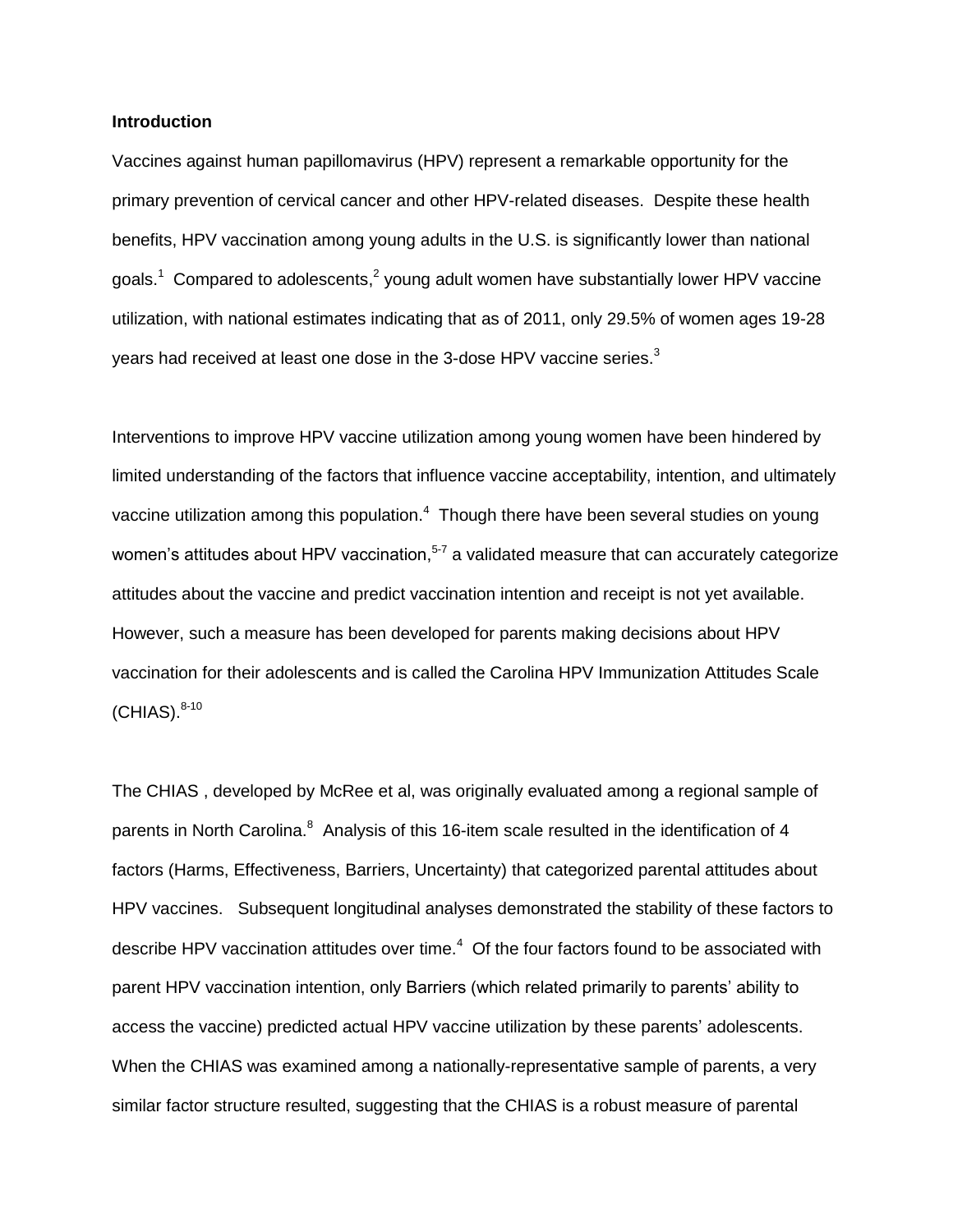**Introduction**

Vaccines against human papillomavirus (HPV) represent a remarkable opportunity for the primary prevention of cervical cancer and other HPV-related diseases. Despite these health benefits, HPV vaccination among young adults in the U.S. is significantly lower than national goals.[1] Compared to adolescents,[2] young adult women have substantially lower HPV vaccine utilization, with national estimates indicating that as of 2011, only 29.5% of women ages 19-28 years had received at least one dose in the 3-dose HPV vaccine series.[3]

Interventions to improve HPV vaccine utilization among young women have been hindered by limited understanding of the factors that influence vaccine acceptability, intention, and ultimately vaccine utilization among this population.[4] Though there have been several studies on young women's attitudes about HPV vaccination,[5-7] a validated measure that can accurately categorize attitudes about the vaccine and predict vaccination intention and receipt is not yet available. However, such a measure has been developed for parents making decisions about HPV vaccination for their adolescents and is called the Carolina HPV Immunization Attitudes Scale (CHIAS).[8-10]

The CHIAS , developed by McRee et al, was originally evaluated among a regional sample of parents in North Carolina.[8] Analysis of this 16-item scale resulted in the identification of 4 factors (Harms, Effectiveness, Barriers, Uncertainty) that categorized parental attitudes about HPV vaccines. Subsequent longitudinal analyses demonstrated the stability of these factors to describe HPV vaccination attitudes over time.[4] Of the four factors found to be associated with parent HPV vaccination intention, only Barriers (which related primarily to parents' ability to access the vaccine) predicted actual HPV vaccine utilization by these parents' adolescents. When the CHIAS was examined among a nationally-representative sample of parents, a very similar factor structure resulted, suggesting that the CHIAS is a robust measure of parental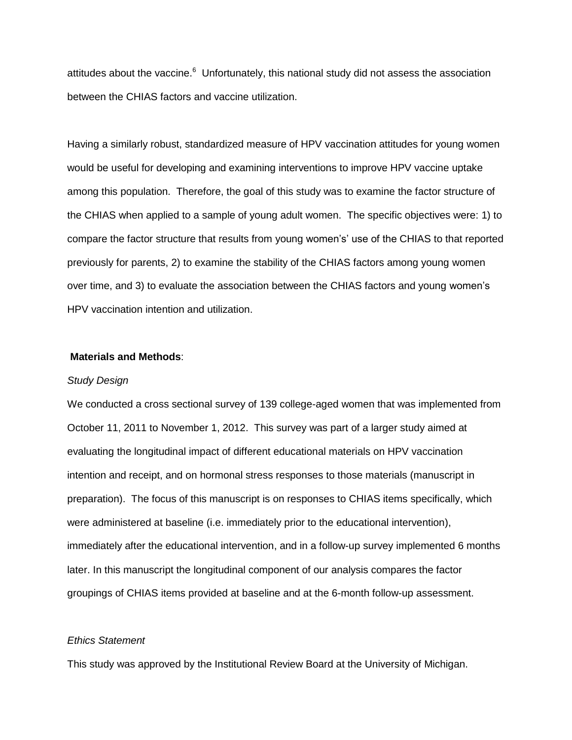attitudes about the vaccine.[6] Unfortunately, this national study did not assess the association between the CHIAS factors and vaccine utilization.

Having a similarly robust, standardized measure of HPV vaccination attitudes for young women would be useful for developing and examining interventions to improve HPV vaccine uptake among this population. Therefore, the goal of this study was to examine the factor structure of the CHIAS when applied to a sample of young adult women. The specific objectives were: 1) to compare the factor structure that results from young women's' use of the CHIAS to that reported previously for parents, 2) to examine the stability of the CHIAS factors among young women over time, and 3) to evaluate the association between the CHIAS factors and young women's HPV vaccination intention and utilization.

## Materials and Methods:

### *Study Design*

We conducted a cross sectional survey of 139 college-aged women that was implemented from October 11, 2011 to November 1, 2012. This survey was part of a larger study aimed at evaluating the longitudinal impact of different educational materials on HPV vaccination intention and receipt, and on hormonal stress responses to those materials (manuscript in preparation). The focus of this manuscript is on responses to CHIAS items specifically, which were administered at baseline (i.e. immediately prior to the educational intervention), immediately after the educational intervention, and in a follow-up survey implemented 6 months later. In this manuscript the longitudinal component of our analysis compares the factor groupings of CHIAS items provided at baseline and at the 6-month follow-up assessment.

### *Ethics Statement*

This study was approved by the Institutional Review Board at the University of Michigan.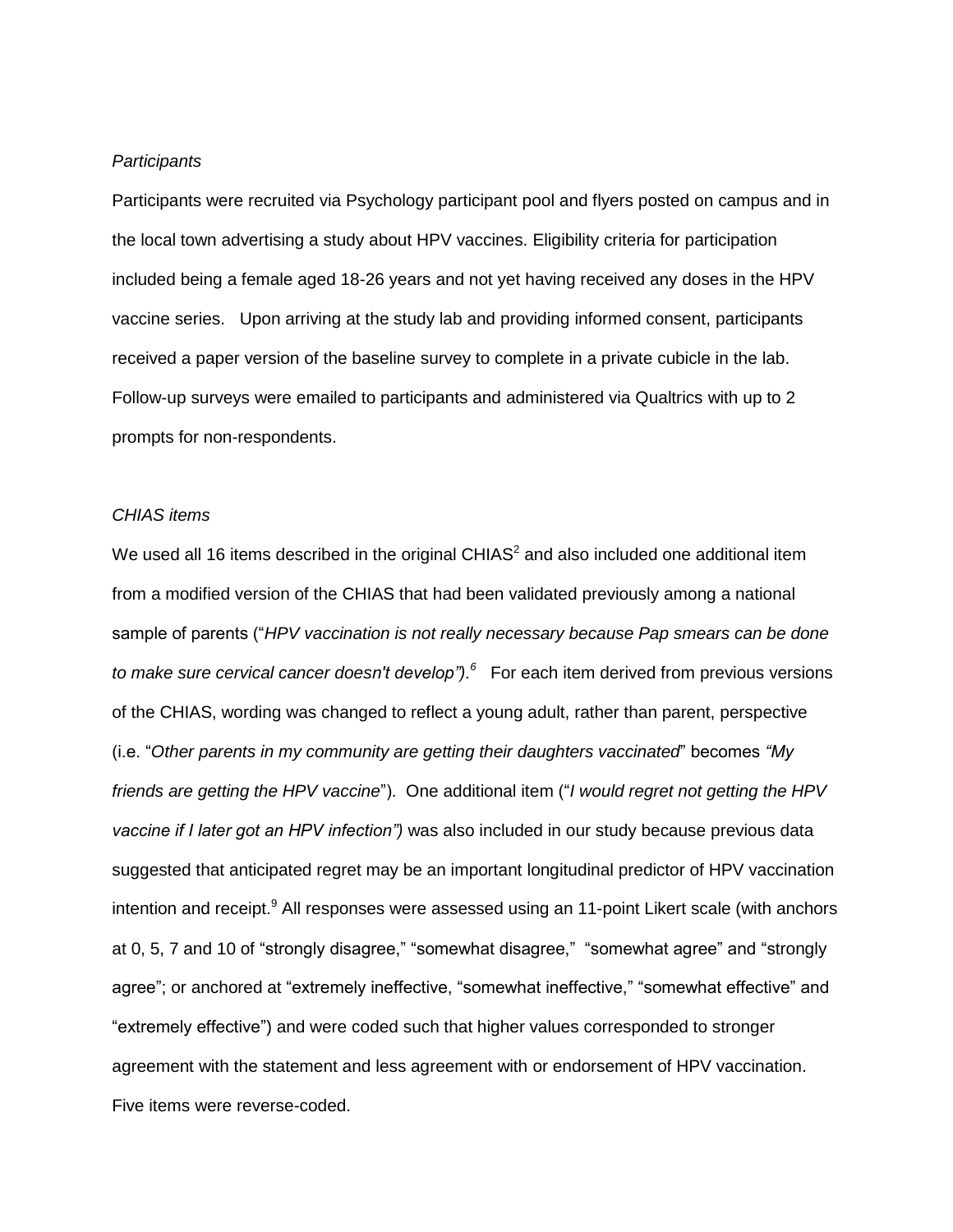*Participants*

Participants were recruited via Psychology participant pool and flyers posted on campus and in the local town advertising a study about HPV vaccines. Eligibility criteria for participation included being a female aged 18-26 years and not yet having received any doses in the HPV vaccine series. Upon arriving at the study lab and providing informed consent, participants received a paper version of the baseline survey to complete in a private cubicle in the lab. Follow-up surveys were emailed to participants and administered via Qualtrics with up to 2 prompts for non-respondents.

*CHIAS items*

We used all 16 items described in the original CHIAS[2] and also included one additional item from a modified version of the CHIAS that had been validated previously among a national sample of parents ("*HPV vaccination is not really necessary because Pap smears can be done to make sure cervical cancer doesn't develop").*[6] For each item derived from previous versions of the CHIAS, wording was changed to reflect a young adult, rather than parent, perspective (i.e. "*Other parents in my community are getting their daughters vaccinated*" becomes *"My friends are getting the HPV vaccine*"). One additional item ("*I would regret not getting the HPV vaccine if I later got an HPV infection")* was also included in our study because previous data suggested that anticipated regret may be an important longitudinal predictor of HPV vaccination intention and receipt.[9] All responses were assessed using an 11-point Likert scale (with anchors at 0, 5, 7 and 10 of "strongly disagree," "somewhat disagree," "somewhat agree" and "strongly agree"; or anchored at "extremely ineffective, "somewhat ineffective," "somewhat effective" and "extremely effective") and were coded such that higher values corresponded to stronger agreement with the statement and less agreement with or endorsement of HPV vaccination. Five items were reverse-coded.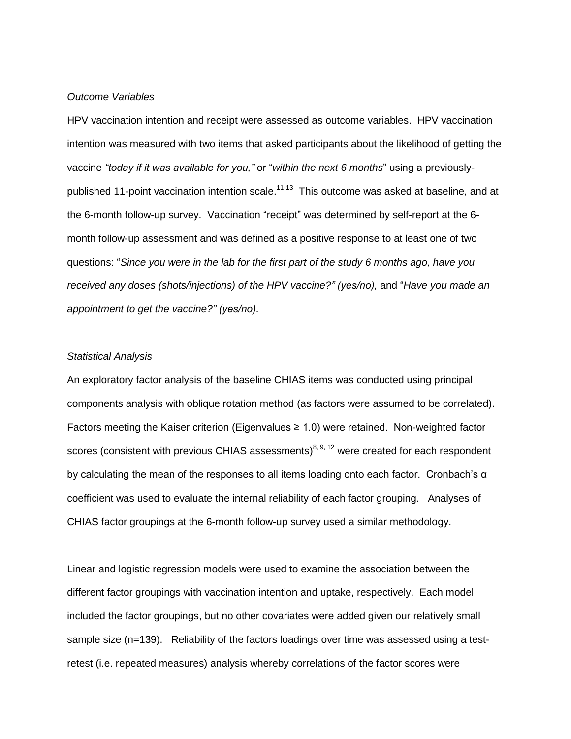*Outcome Variables*

HPV vaccination intention and receipt were assessed as outcome variables. HPV vaccination intention was measured with two items that asked participants about the likelihood of getting the vaccine *"today if it was available for you,"* or "*within the next 6 months*" using a previously-published 11-point vaccination intention scale.[11-13] This outcome was asked at baseline, and at the 6-month follow-up survey. Vaccination "receipt" was determined by self-report at the 6-month follow-up assessment and was defined as a positive response to at least one of two questions: "*Since you were in the lab for the first part of the study 6 months ago, have you received any doses (shots/injections) of the HPV vaccine?" (yes/no),* and "*Have you made an appointment to get the vaccine?" (yes/no).*

*Statistical Analysis*

An exploratory factor analysis of the baseline CHIAS items was conducted using principal components analysis with oblique rotation method (as factors were assumed to be correlated). Factors meeting the Kaiser criterion (Eigenvalues ≥ 1.0) were retained. Non-weighted factor scores (consistent with previous CHIAS assessments)[8, 9, 12] were created for each respondent by calculating the mean of the responses to all items loading onto each factor. Cronbach's α coefficient was used to evaluate the internal reliability of each factor grouping. Analyses of CHIAS factor groupings at the 6-month follow-up survey used a similar methodology.

Linear and logistic regression models were used to examine the association between the different factor groupings with vaccination intention and uptake, respectively. Each model included the factor groupings, but no other covariates were added given our relatively small sample size (n=139). Reliability of the factors loadings over time was assessed using a test-retest (i.e. repeated measures) analysis whereby correlations of the factor scores were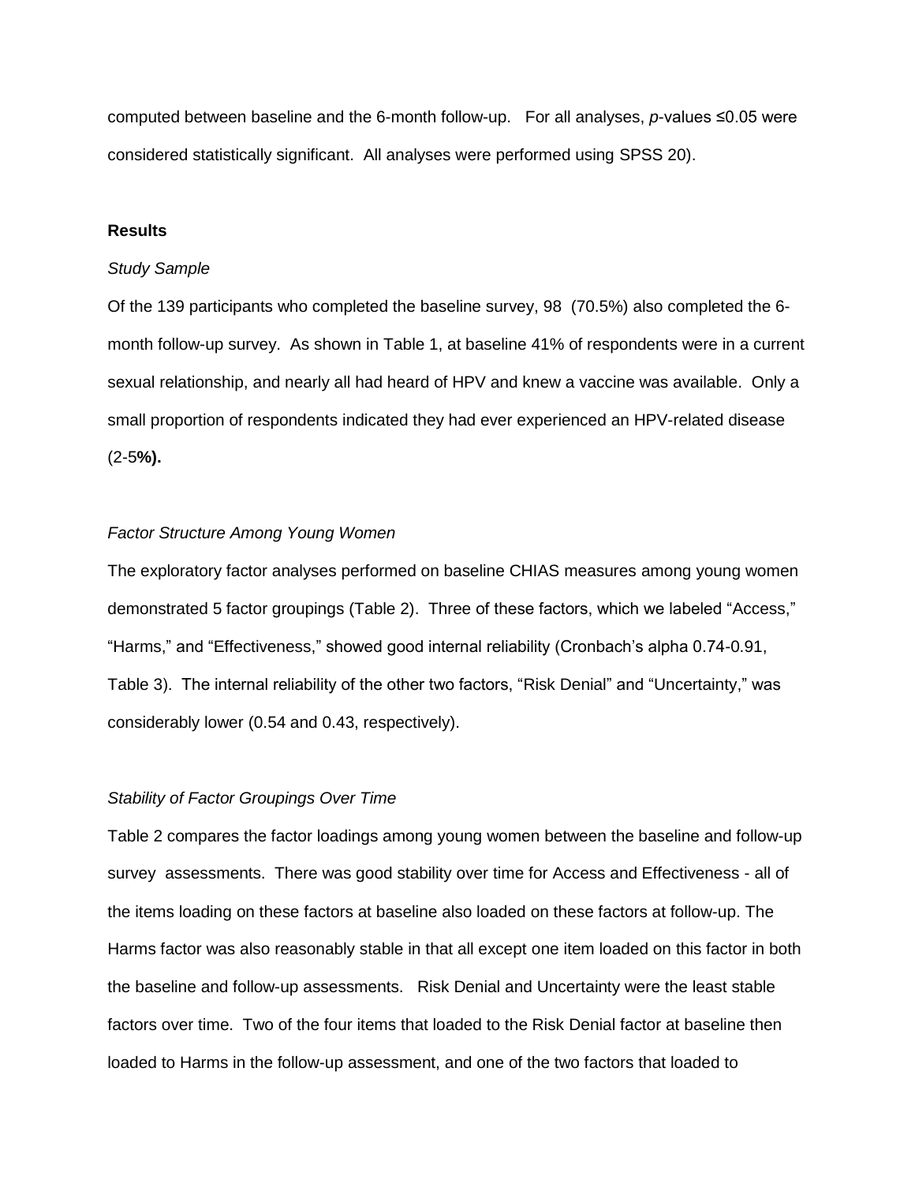computed between baseline and the 6-month follow-up. For all analyses, *p*-values ≤0.05 were considered statistically significant. All analyses were performed using SPSS 20).

### Results

*Study Sample*

Of the 139 participants who completed the baseline survey, 98 (70.5%) also completed the 6-month follow-up survey. As shown in Table 1, at baseline 41% of respondents were in a current sexual relationship, and nearly all had heard of HPV and knew a vaccine was available. Only a small proportion of respondents indicated they had ever experienced an HPV-related disease (2-5**%).**

*Factor Structure Among Young Women*

The exploratory factor analyses performed on baseline CHIAS measures among young women demonstrated 5 factor groupings (Table 2). Three of these factors, which we labeled "Access," "Harms," and "Effectiveness," showed good internal reliability (Cronbach's alpha 0.74-0.91, Table 3). The internal reliability of the other two factors, "Risk Denial" and "Uncertainty," was considerably lower (0.54 and 0.43, respectively).

*Stability of Factor Groupings Over Time*

Table 2 compares the factor loadings among young women between the baseline and follow-up survey assessments. There was good stability over time for Access and Effectiveness - all of the items loading on these factors at baseline also loaded on these factors at follow-up. The Harms factor was also reasonably stable in that all except one item loaded on this factor in both the baseline and follow-up assessments. Risk Denial and Uncertainty were the least stable factors over time. Two of the four items that loaded to the Risk Denial factor at baseline then loaded to Harms in the follow-up assessment, and one of the two factors that loaded to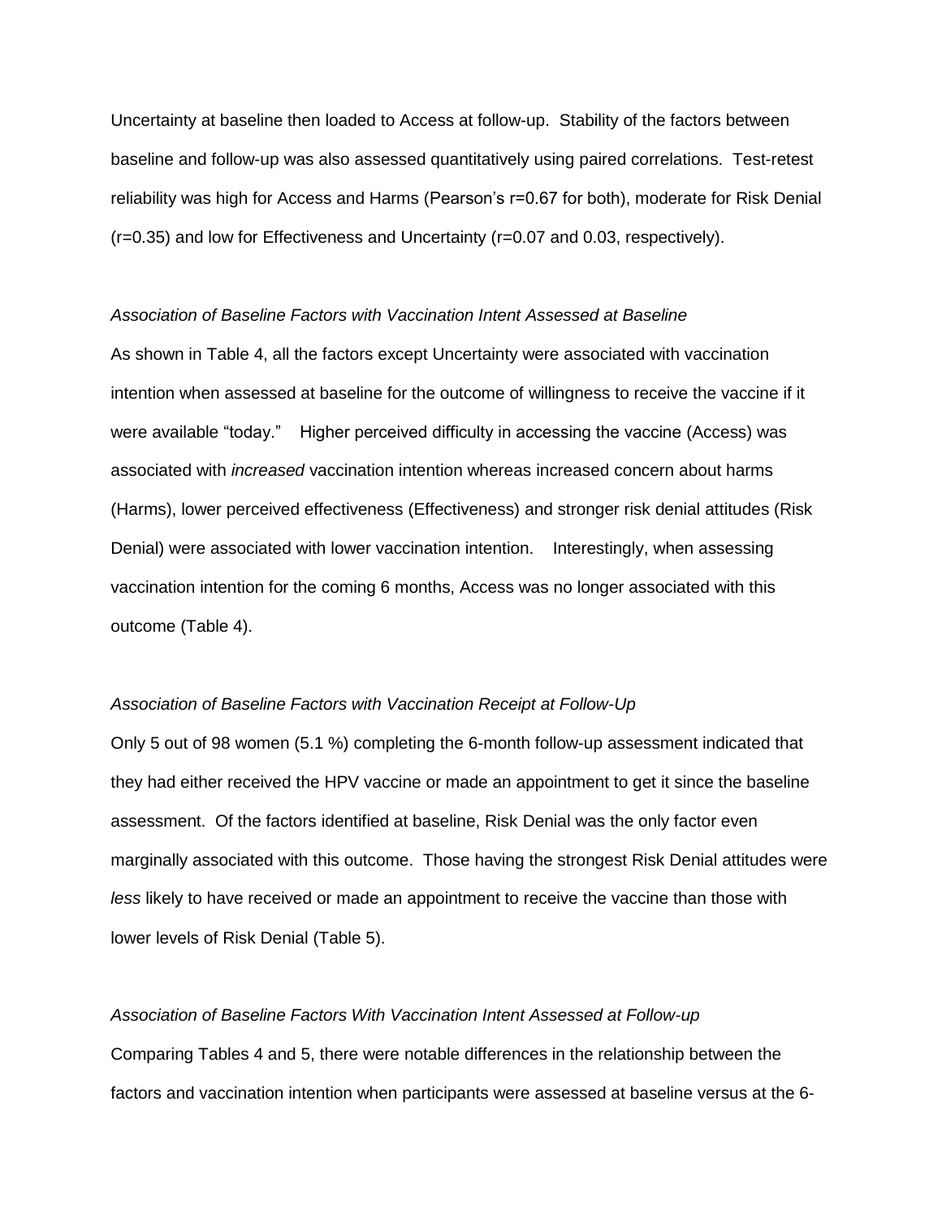Uncertainty at baseline then loaded to Access at follow-up. Stability of the factors between baseline and follow-up was also assessed quantitatively using paired correlations. Test-retest reliability was high for Access and Harms (Pearson's $r=0.67$ for both), moderate for Risk Denial ($r=0.35$) and low for Effectiveness and Uncertainty ($r=0.07$ and 0.03, respectively).

*Association of Baseline Factors with Vaccination Intent Assessed at Baseline*

As shown in Table 4, all the factors except Uncertainty were associated with vaccination intention when assessed at baseline for the outcome of willingness to receive the vaccine if it were available "today." Higher perceived difficulty in accessing the vaccine (Access) was associated with *increased* vaccination intention whereas increased concern about harms (Harms), lower perceived effectiveness (Effectiveness) and stronger risk denial attitudes (Risk Denial) were associated with lower vaccination intention. Interestingly, when assessing vaccination intention for the coming 6 months, Access was no longer associated with this outcome (Table 4).

*Association of Baseline Factors with Vaccination Receipt at Follow-Up*

Only 5 out of 98 women (5.1 %) completing the 6-month follow-up assessment indicated that they had either received the HPV vaccine or made an appointment to get it since the baseline assessment. Of the factors identified at baseline, Risk Denial was the only factor even marginally associated with this outcome. Those having the strongest Risk Denial attitudes were *less* likely to have received or made an appointment to receive the vaccine than those with lower levels of Risk Denial (Table 5).

*Association of Baseline Factors With Vaccination Intent Assessed at Follow-up*

Comparing Tables 4 and 5, there were notable differences in the relationship between the factors and vaccination intention when participants were assessed at baseline versus at the 6-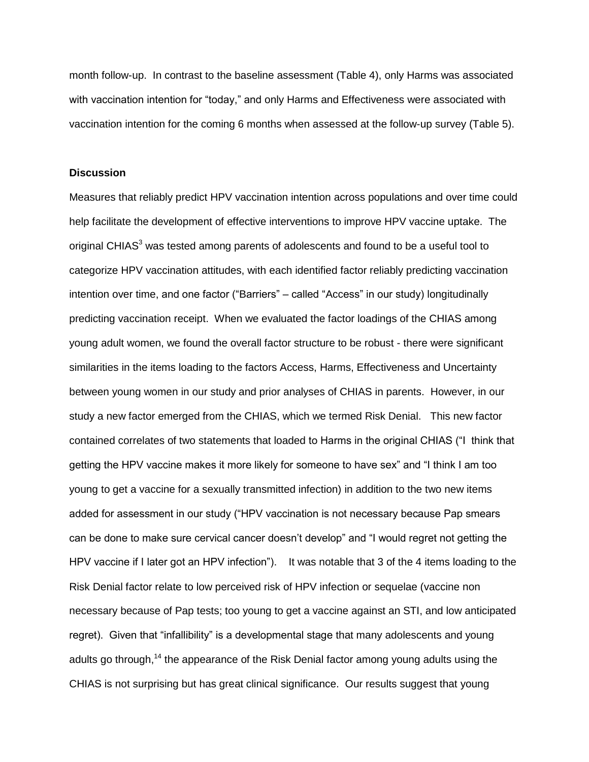month follow-up. In contrast to the baseline assessment (Table 4), only Harms was associated with vaccination intention for "today," and only Harms and Effectiveness were associated with vaccination intention for the coming 6 months when assessed at the follow-up survey (Table 5).

## Discussion

Measures that reliably predict HPV vaccination intention across populations and over time could help facilitate the development of effective interventions to improve HPV vaccine uptake. The original CHIAS[3] was tested among parents of adolescents and found to be a useful tool to categorize HPV vaccination attitudes, with each identified factor reliably predicting vaccination intention over time, and one factor ("Barriers" – called "Access" in our study) longitudinally predicting vaccination receipt. When we evaluated the factor loadings of the CHIAS among young adult women, we found the overall factor structure to be robust - there were significant similarities in the items loading to the factors Access, Harms, Effectiveness and Uncertainty between young women in our study and prior analyses of CHIAS in parents. However, in our study a new factor emerged from the CHIAS, which we termed Risk Denial. This new factor contained correlates of two statements that loaded to Harms in the original CHIAS ("I think that getting the HPV vaccine makes it more likely for someone to have sex" and "I think I am too young to get a vaccine for a sexually transmitted infection) in addition to the two new items added for assessment in our study ("HPV vaccination is not necessary because Pap smears can be done to make sure cervical cancer doesn't develop" and "I would regret not getting the HPV vaccine if I later got an HPV infection"). It was notable that 3 of the 4 items loading to the Risk Denial factor relate to low perceived risk of HPV infection or sequelae (vaccine non necessary because of Pap tests; too young to get a vaccine against an STI, and low anticipated regret). Given that "infallibility" is a developmental stage that many adolescents and young adults go through,[14] the appearance of the Risk Denial factor among young adults using the CHIAS is not surprising but has great clinical significance. Our results suggest that young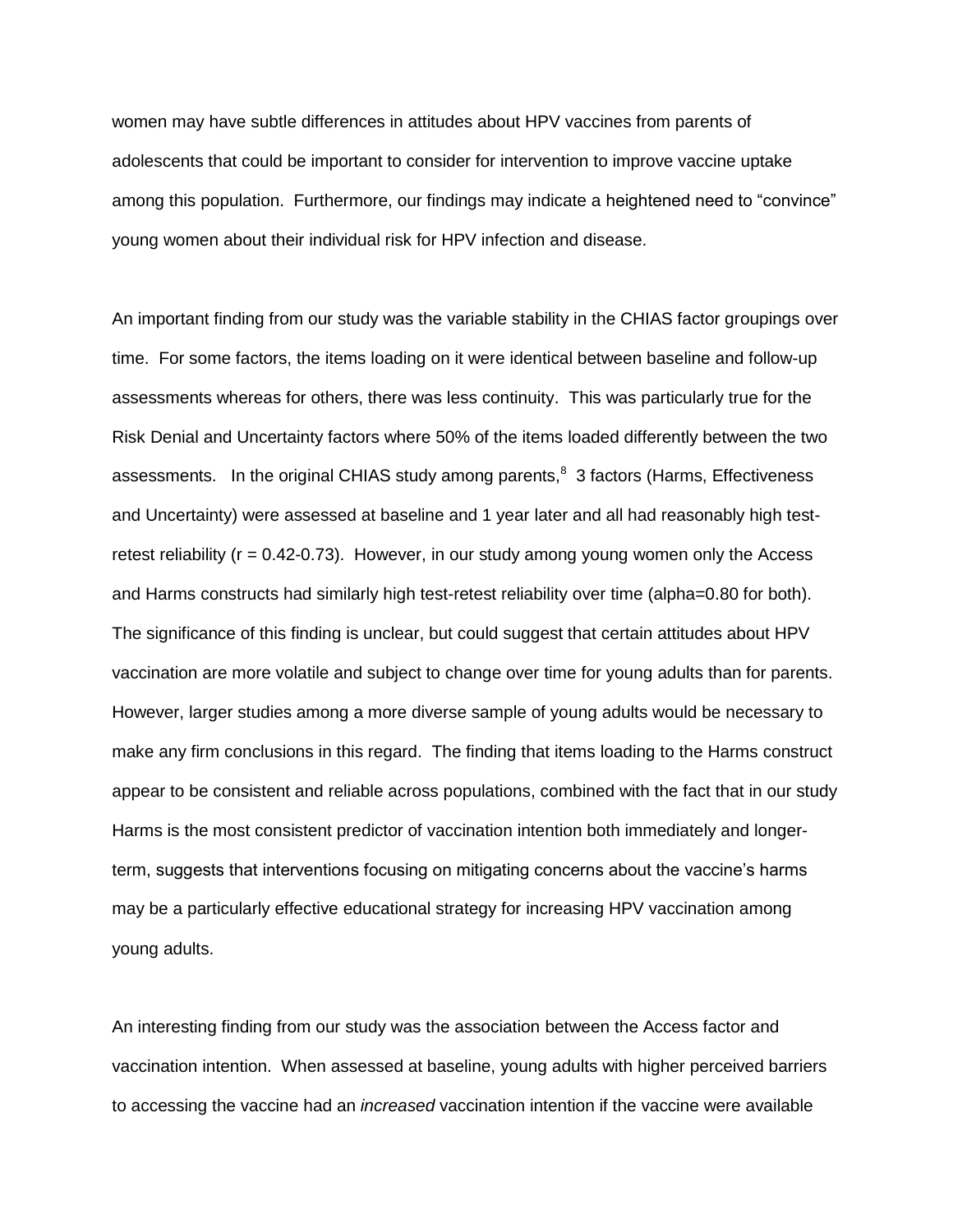women may have subtle differences in attitudes about HPV vaccines from parents of adolescents that could be important to consider for intervention to improve vaccine uptake among this population. Furthermore, our findings may indicate a heightened need to "convince" young women about their individual risk for HPV infection and disease.

An important finding from our study was the variable stability in the CHIAS factor groupings over time. For some factors, the items loading on it were identical between baseline and follow-up assessments whereas for others, there was less continuity. This was particularly true for the Risk Denial and Uncertainty factors where 50% of the items loaded differently between the two assessments. In the original CHIAS study among parents,[8] 3 factors (Harms, Effectiveness and Uncertainty) were assessed at baseline and 1 year later and all had reasonably high test-retest reliability ($r = 0.42$-$0.73$). However, in our study among young women only the Access and Harms constructs had similarly high test-retest reliability over time (alpha=0.80 for both). The significance of this finding is unclear, but could suggest that certain attitudes about HPV vaccination are more volatile and subject to change over time for young adults than for parents. However, larger studies among a more diverse sample of young adults would be necessary to make any firm conclusions in this regard. The finding that items loading to the Harms construct appear to be consistent and reliable across populations, combined with the fact that in our study Harms is the most consistent predictor of vaccination intention both immediately and longer-term, suggests that interventions focusing on mitigating concerns about the vaccine's harms may be a particularly effective educational strategy for increasing HPV vaccination among young adults.

An interesting finding from our study was the association between the Access factor and vaccination intention. When assessed at baseline, young adults with higher perceived barriers to accessing the vaccine had an *increased* vaccination intention if the vaccine were available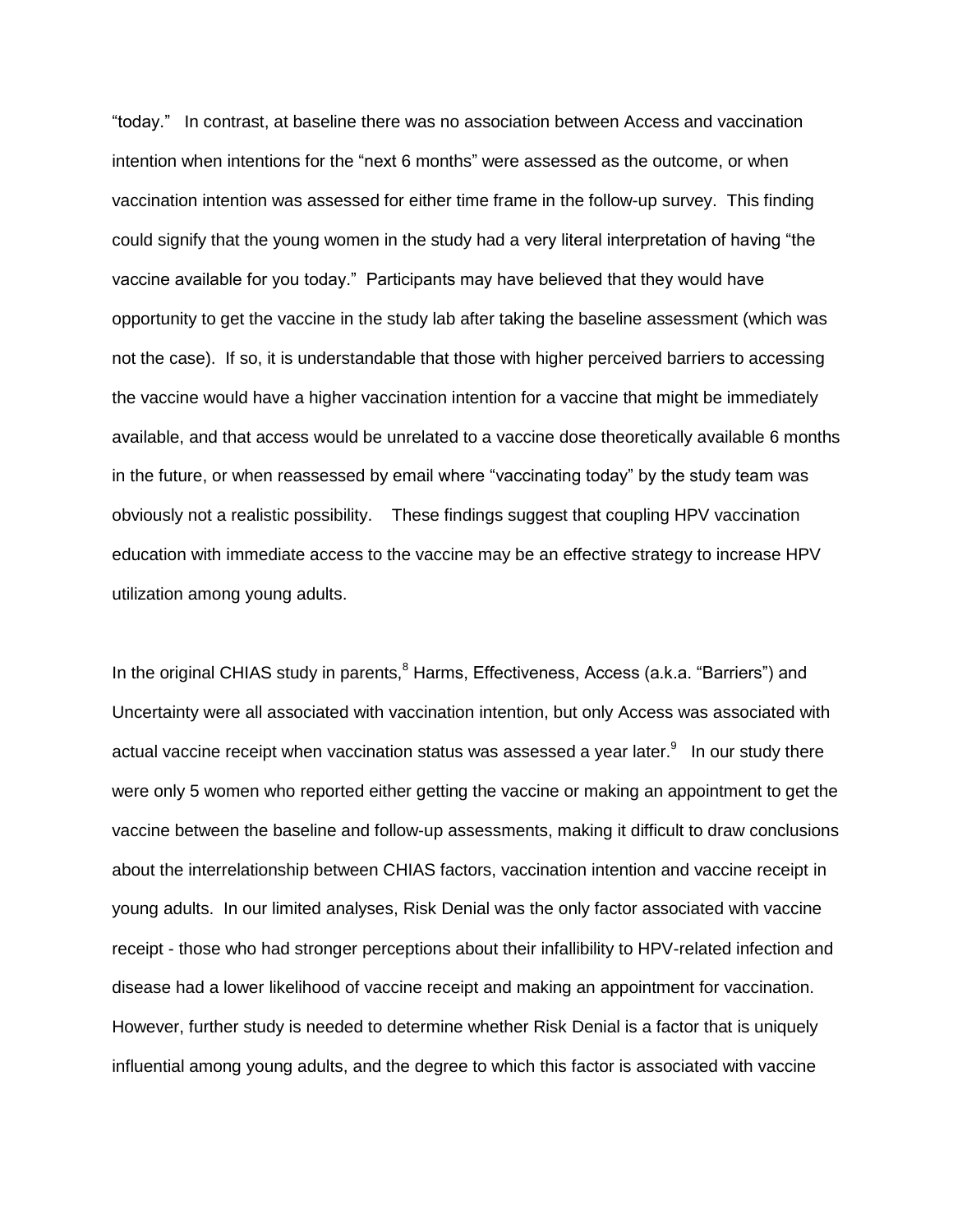"today." In contrast, at baseline there was no association between Access and vaccination intention when intentions for the "next 6 months" were assessed as the outcome, or when vaccination intention was assessed for either time frame in the follow-up survey. This finding could signify that the young women in the study had a very literal interpretation of having "the vaccine available for you today." Participants may have believed that they would have opportunity to get the vaccine in the study lab after taking the baseline assessment (which was not the case). If so, it is understandable that those with higher perceived barriers to accessing the vaccine would have a higher vaccination intention for a vaccine that might be immediately available, and that access would be unrelated to a vaccine dose theoretically available 6 months in the future, or when reassessed by email where "vaccinating today" by the study team was obviously not a realistic possibility. These findings suggest that coupling HPV vaccination education with immediate access to the vaccine may be an effective strategy to increase HPV utilization among young adults.

In the original CHIAS study in parents,[8] Harms, Effectiveness, Access (a.k.a. "Barriers") and Uncertainty were all associated with vaccination intention, but only Access was associated with actual vaccine receipt when vaccination status was assessed a year later.[9] In our study there were only 5 women who reported either getting the vaccine or making an appointment to get the vaccine between the baseline and follow-up assessments, making it difficult to draw conclusions about the interrelationship between CHIAS factors, vaccination intention and vaccine receipt in young adults. In our limited analyses, Risk Denial was the only factor associated with vaccine receipt - those who had stronger perceptions about their infallibility to HPV-related infection and disease had a lower likelihood of vaccine receipt and making an appointment for vaccination. However, further study is needed to determine whether Risk Denial is a factor that is uniquely influential among young adults, and the degree to which this factor is associated with vaccine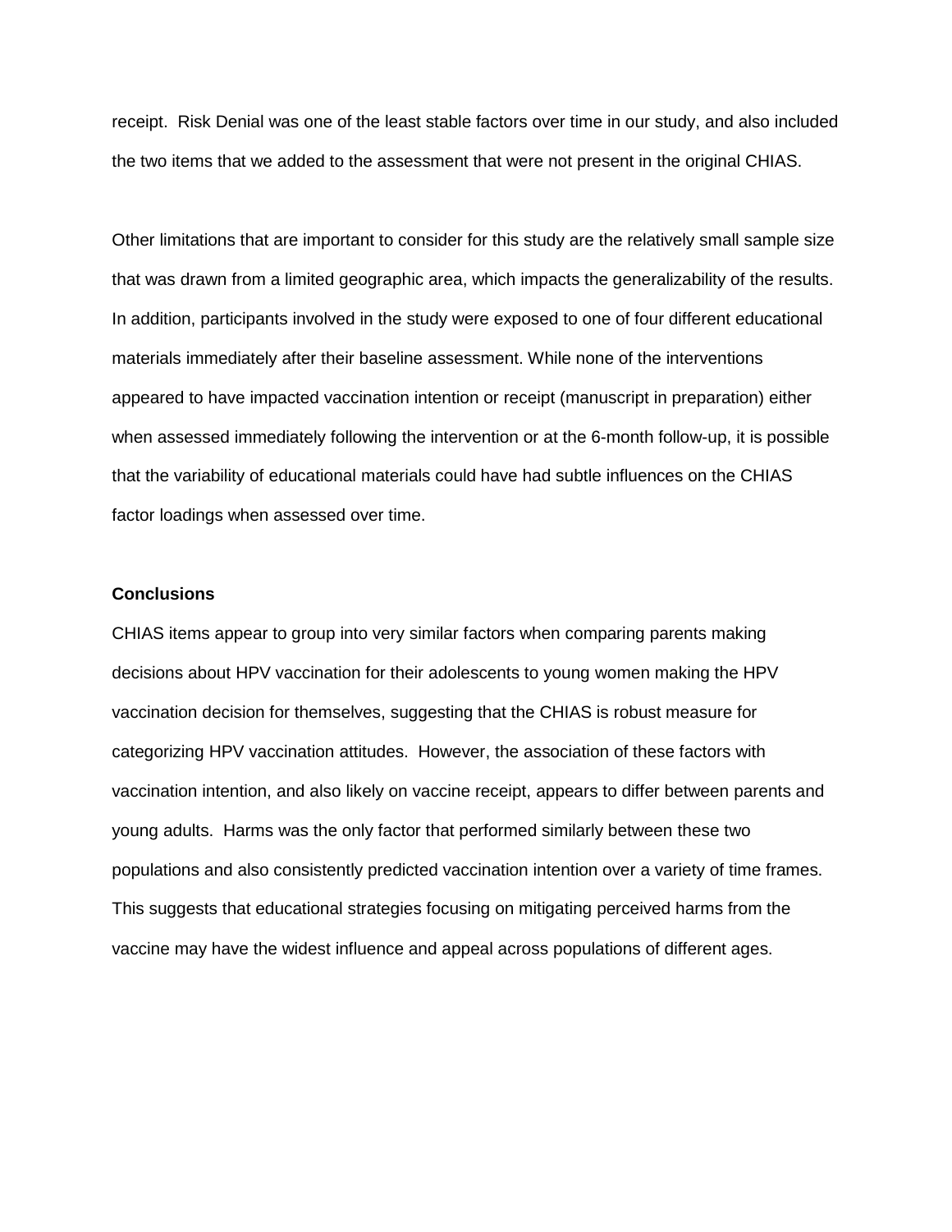receipt.  Risk Denial was one of the least stable factors over time in our study, and also included the two items that we added to the assessment that were not present in the original CHIAS.

Other limitations that are important to consider for this study are the relatively small sample size that was drawn from a limited geographic area, which impacts the generalizability of the results. In addition, participants involved in the study were exposed to one of four different educational materials immediately after their baseline assessment. While none of the interventions appeared to have impacted vaccination intention or receipt (manuscript in preparation) either when assessed immediately following the intervention or at the 6-month follow-up, it is possible that the variability of educational materials could have had subtle influences on the CHIAS factor loadings when assessed over time.

**Conclusions**

CHIAS items appear to group into very similar factors when comparing parents making decisions about HPV vaccination for their adolescents to young women making the HPV vaccination decision for themselves, suggesting that the CHIAS is robust measure for categorizing HPV vaccination attitudes.  However, the association of these factors with vaccination intention, and also likely on vaccine receipt, appears to differ between parents and young adults.  Harms was the only factor that performed similarly between these two populations and also consistently predicted vaccination intention over a variety of time frames. This suggests that educational strategies focusing on mitigating perceived harms from the vaccine may have the widest influence and appeal across populations of different ages.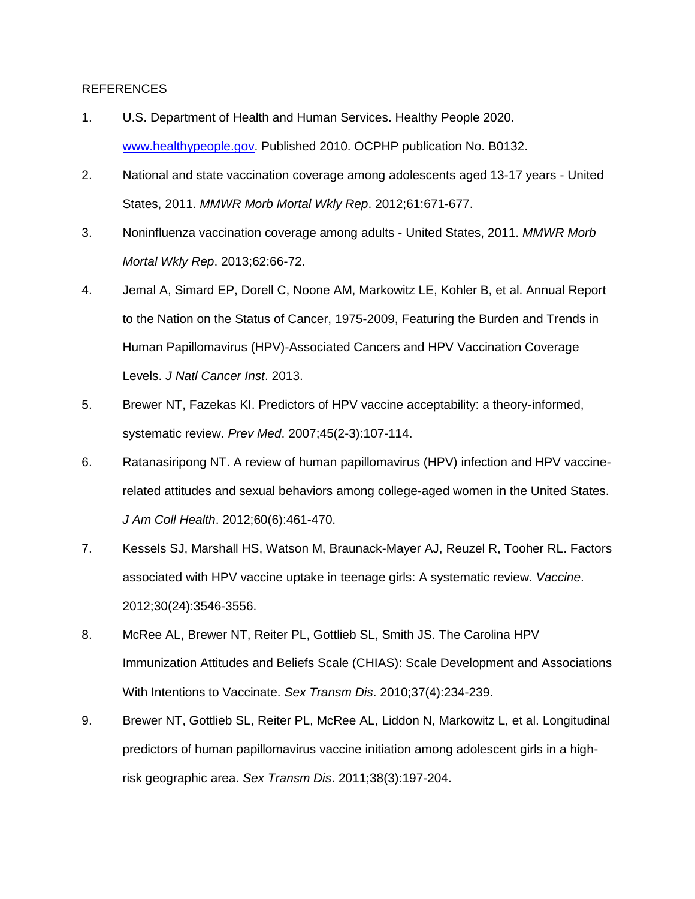REFERENCES

1. U.S. Department of Health and Human Services. Healthy People 2020. www.healthypeople.gov. Published 2010. OCPHP publication No. B0132.
2. National and state vaccination coverage among adolescents aged 13-17 years - United States, 2011. *MMWR Morb Mortal Wkly Rep*. 2012;61:671-677.
3. Noninfluenza vaccination coverage among adults - United States, 2011. *MMWR Morb Mortal Wkly Rep*. 2013;62:66-72.
4. Jemal A, Simard EP, Dorell C, Noone AM, Markowitz LE, Kohler B, et al. Annual Report to the Nation on the Status of Cancer, 1975-2009, Featuring the Burden and Trends in Human Papillomavirus (HPV)-Associated Cancers and HPV Vaccination Coverage Levels. *J Natl Cancer Inst*. 2013.
5. Brewer NT, Fazekas KI. Predictors of HPV vaccine acceptability: a theory-informed, systematic review. *Prev Med*. 2007;45(2-3):107-114.
6. Ratanasiripong NT. A review of human papillomavirus (HPV) infection and HPV vaccine-related attitudes and sexual behaviors among college-aged women in the United States. *J Am Coll Health*. 2012;60(6):461-470.
7. Kessels SJ, Marshall HS, Watson M, Braunack-Mayer AJ, Reuzel R, Tooher RL. Factors associated with HPV vaccine uptake in teenage girls: A systematic review. *Vaccine*. 2012;30(24):3546-3556.
8. McRee AL, Brewer NT, Reiter PL, Gottlieb SL, Smith JS. The Carolina HPV Immunization Attitudes and Beliefs Scale (CHIAS): Scale Development and Associations With Intentions to Vaccinate. *Sex Transm Dis*. 2010;37(4):234-239.
9. Brewer NT, Gottlieb SL, Reiter PL, McRee AL, Liddon N, Markowitz L, et al. Longitudinal predictors of human papillomavirus vaccine initiation among adolescent girls in a high-risk geographic area. *Sex Transm Dis*. 2011;38(3):197-204.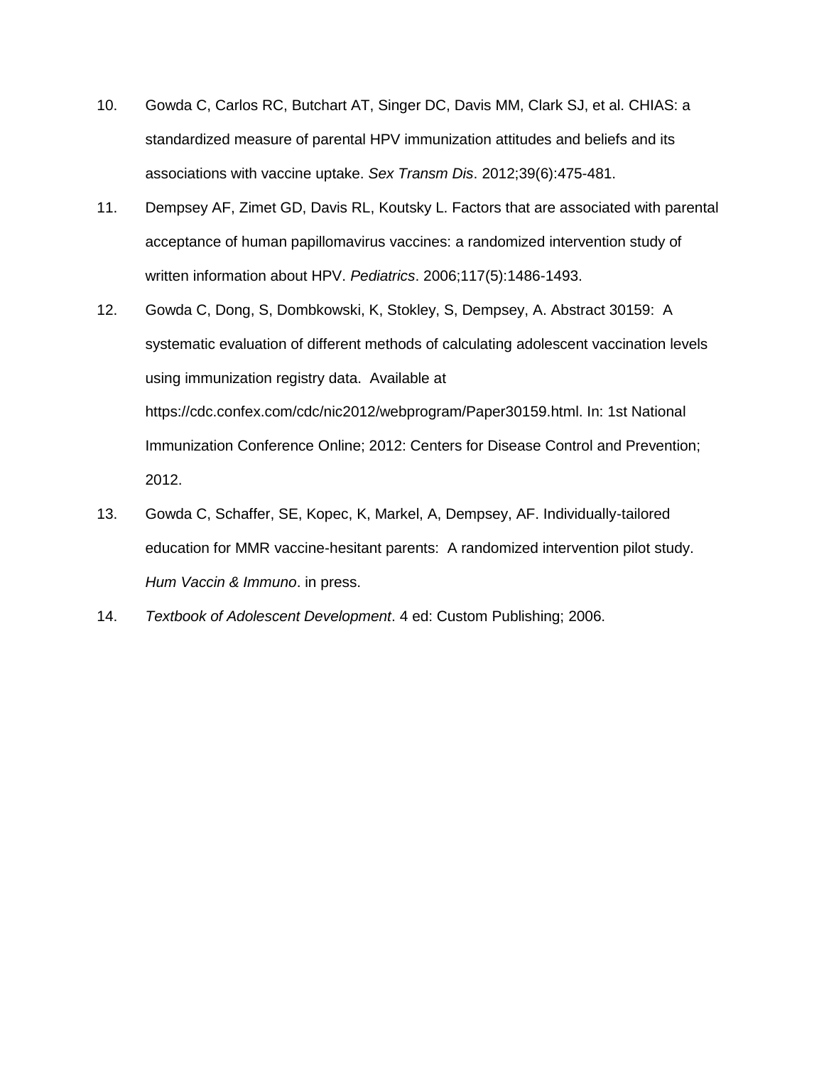10. Gowda C, Carlos RC, Butchart AT, Singer DC, Davis MM, Clark SJ, et al. CHIAS: a standardized measure of parental HPV immunization attitudes and beliefs and its associations with vaccine uptake. *Sex Transm Dis*. 2012;39(6):475-481.

11. Dempsey AF, Zimet GD, Davis RL, Koutsky L. Factors that are associated with parental acceptance of human papillomavirus vaccines: a randomized intervention study of written information about HPV. *Pediatrics*. 2006;117(5):1486-1493.

12. Gowda C, Dong, S, Dombkowski, K, Stokley, S, Dempsey, A. Abstract 30159: A systematic evaluation of different methods of calculating adolescent vaccination levels using immunization registry data. Available at https://cdc.confex.com/cdc/nic2012/webprogram/Paper30159.html. In: 1st National Immunization Conference Online; 2012: Centers for Disease Control and Prevention; 2012.

13. Gowda C, Schaffer, SE, Kopec, K, Markel, A, Dempsey, AF. Individually-tailored education for MMR vaccine-hesitant parents: A randomized intervention pilot study. *Hum Vaccin & Immuno*. in press.

14. *Textbook of Adolescent Development*. 4 ed: Custom Publishing; 2006.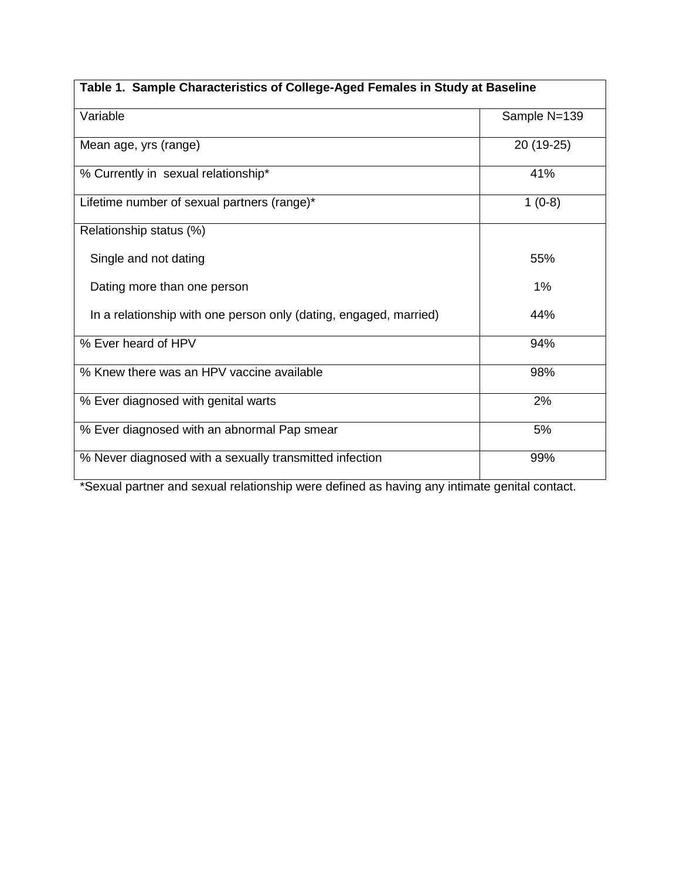**Table 1. Sample Characteristics of College-Aged Females in Study at Baseline**

| Variable | Sample N=139 |
|---|---|
| Mean age, yrs (range) | 20 (19-25) |
| % Currently in sexual relationship* | 41% |
| Lifetime number of sexual partners (range)* | 1 (0-8) |
| Relationship status (%) | |
| Single and not dating | 55% |
| Dating more than one person | 1% |
| In a relationship with one person only (dating, engaged, married) | 44% |
| % Ever heard of HPV | 94% |
| % Knew there was an HPV vaccine available | 98% |
| % Ever diagnosed with genital warts | 2% |
| % Ever diagnosed with an abnormal Pap smear | 5% |
| % Never diagnosed with a sexually transmitted infection | 99% |

*Sexual partner and sexual relationship were defined as having any intimate genital contact.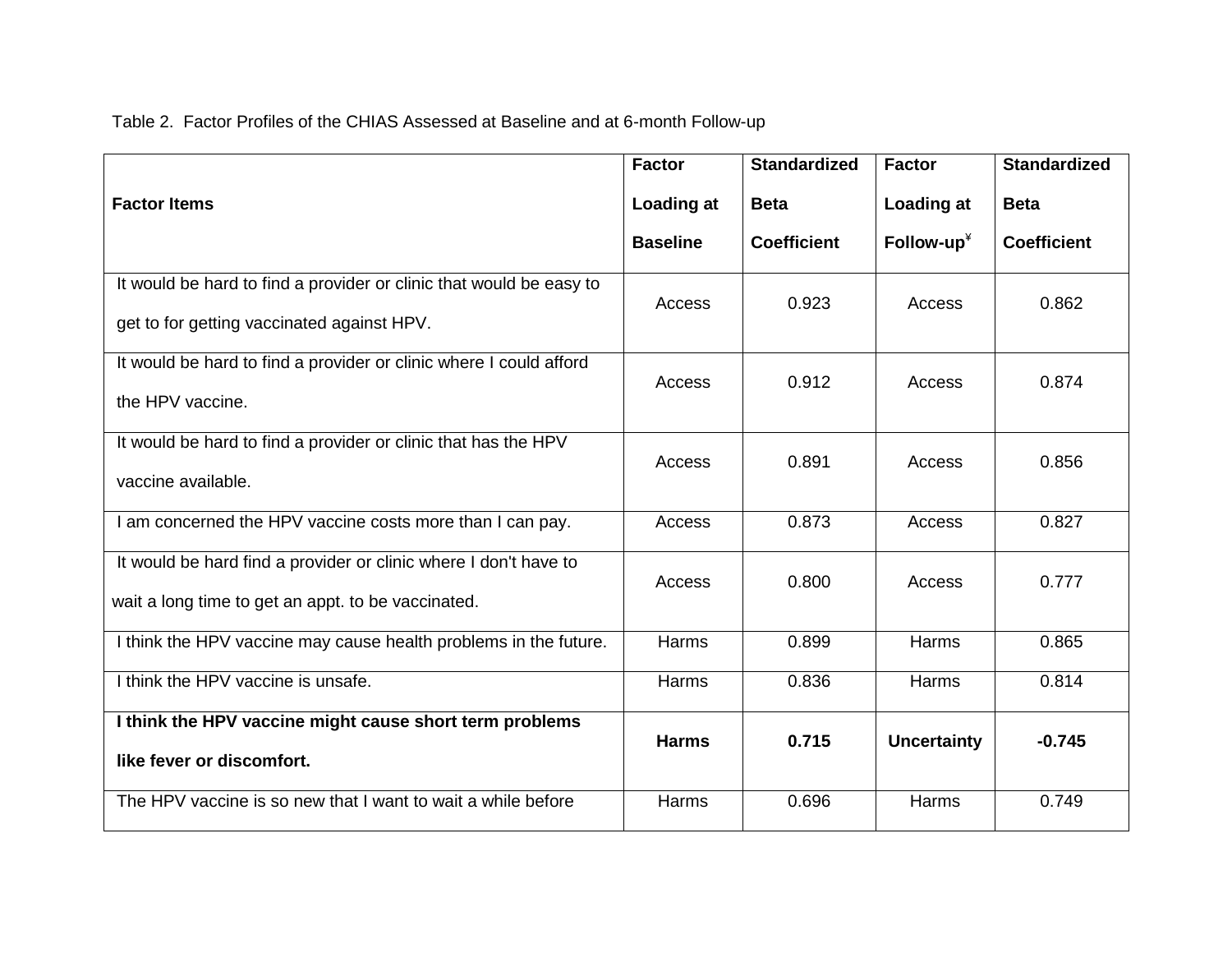Table 2. Factor Profiles of the CHIAS Assessed at Baseline and at 6-month Follow-up

| Factor Items | Factor Loading at Baseline | Standardized Beta Coefficient | Factor Loading at Follow-up[¥] | Standardized Beta Coefficient |
|---|---|---|---|---|
| It would be hard to find a provider or clinic that would be easy to get to for getting vaccinated against HPV. | Access | 0.923 | Access | 0.862 |
| It would be hard to find a provider or clinic where I could afford the HPV vaccine. | Access | 0.912 | Access | 0.874 |
| It would be hard to find a provider or clinic that has the HPV vaccine available. | Access | 0.891 | Access | 0.856 |
| I am concerned the HPV vaccine costs more than I can pay. | Access | 0.873 | Access | 0.827 |
| It would be hard find a provider or clinic where I don't have to wait a long time to get an appt. to be vaccinated. | Access | 0.800 | Access | 0.777 |
| I think the HPV vaccine may cause health problems in the future. | Harms | 0.899 | Harms | 0.865 |
| I think the HPV vaccine is unsafe. | Harms | 0.836 | Harms | 0.814 |
| **I think the HPV vaccine might cause short term problems like fever or discomfort.** | **Harms** | **0.715** | **Uncertainty** | **-0.745** |
| The HPV vaccine is so new that I want to wait a while before | Harms | 0.696 | Harms | 0.749 |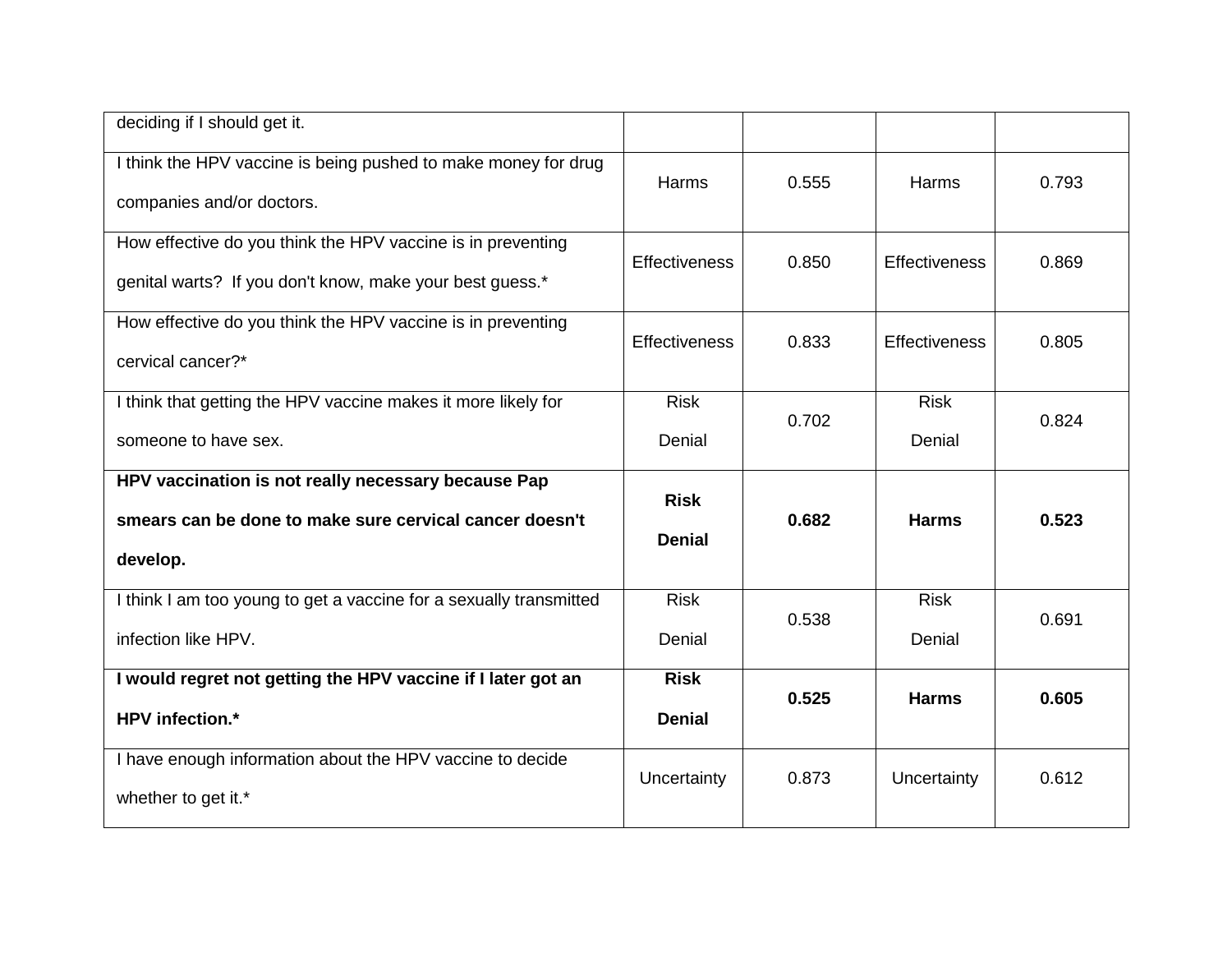| | | | | |
|---|---|---|---|---|
| deciding if I should get it. | | | | |
| I think the HPV vaccine is being pushed to make money for drug companies and/or doctors. | Harms | 0.555 | Harms | 0.793 |
| How effective do you think the HPV vaccine is in preventing genital warts? If you don't know, make your best guess.* | Effectiveness | 0.850 | Effectiveness | 0.869 |
| How effective do you think the HPV vaccine is in preventing cervical cancer?* | Effectiveness | 0.833 | Effectiveness | 0.805 |
| I think that getting the HPV vaccine makes it more likely for someone to have sex. | Risk Denial | 0.702 | Risk Denial | 0.824 |
| **HPV vaccination is not really necessary because Pap smears can be done to make sure cervical cancer doesn't develop.** | **Risk Denial** | **0.682** | **Harms** | **0.523** |
| I think I am too young to get a vaccine for a sexually transmitted infection like HPV. | Risk Denial | 0.538 | Risk Denial | 0.691 |
| **I would regret not getting the HPV vaccine if I later got an HPV infection.*** | **Risk Denial** | **0.525** | **Harms** | **0.605** |
| I have enough information about the HPV vaccine to decide whether to get it.* | Uncertainty | 0.873 | Uncertainty | 0.612 |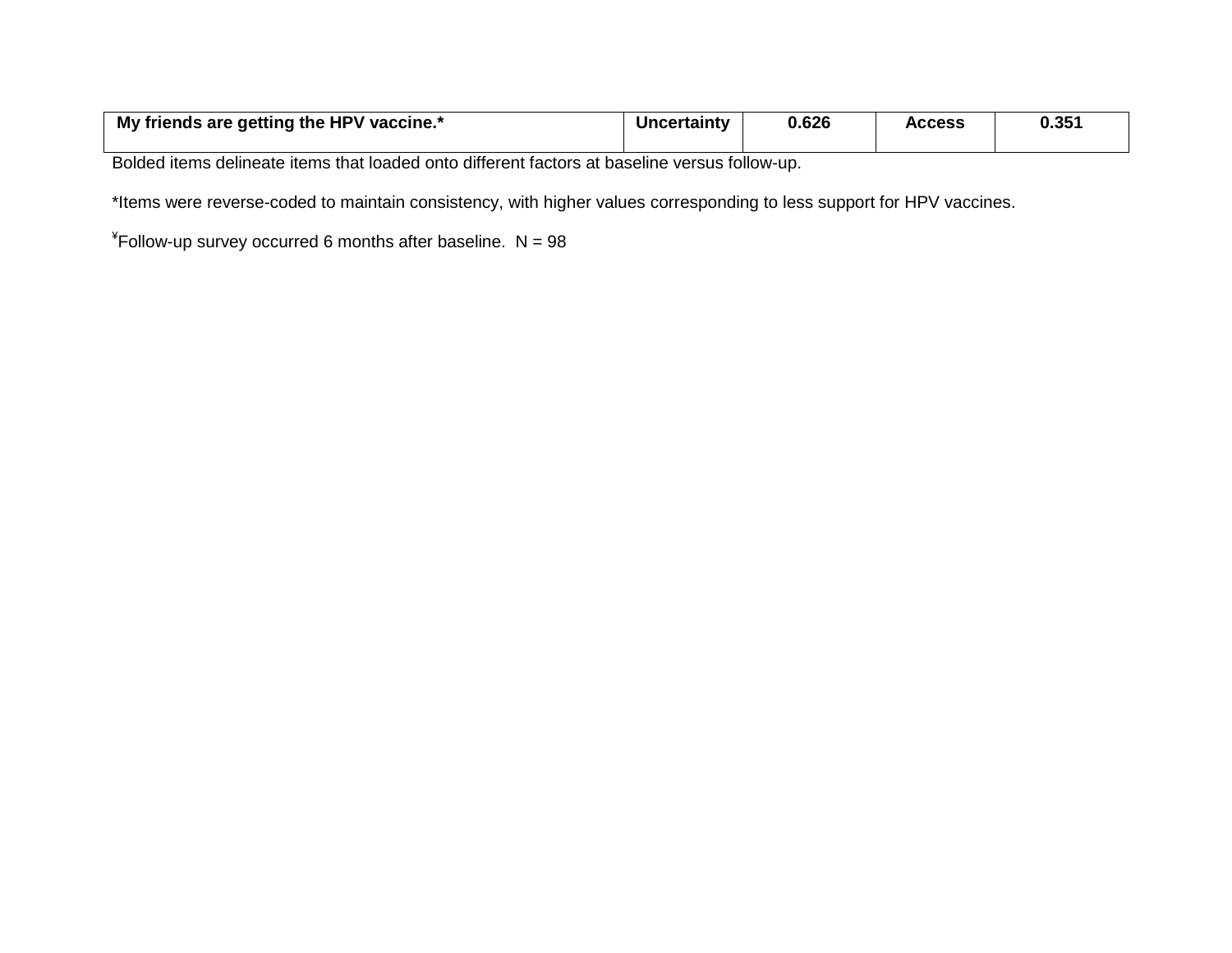| **My friends are getting the HPV vaccine.*** | **Uncertainty** | **0.626** | **Access** | **0.351** |
|---|---|---|---|---|

Bolded items delineate items that loaded onto different factors at baseline versus follow-up.

*Items were reverse-coded to maintain consistency, with higher values corresponding to less support for HPV vaccines.

¥Follow-up survey occurred 6 months after baseline. N = 98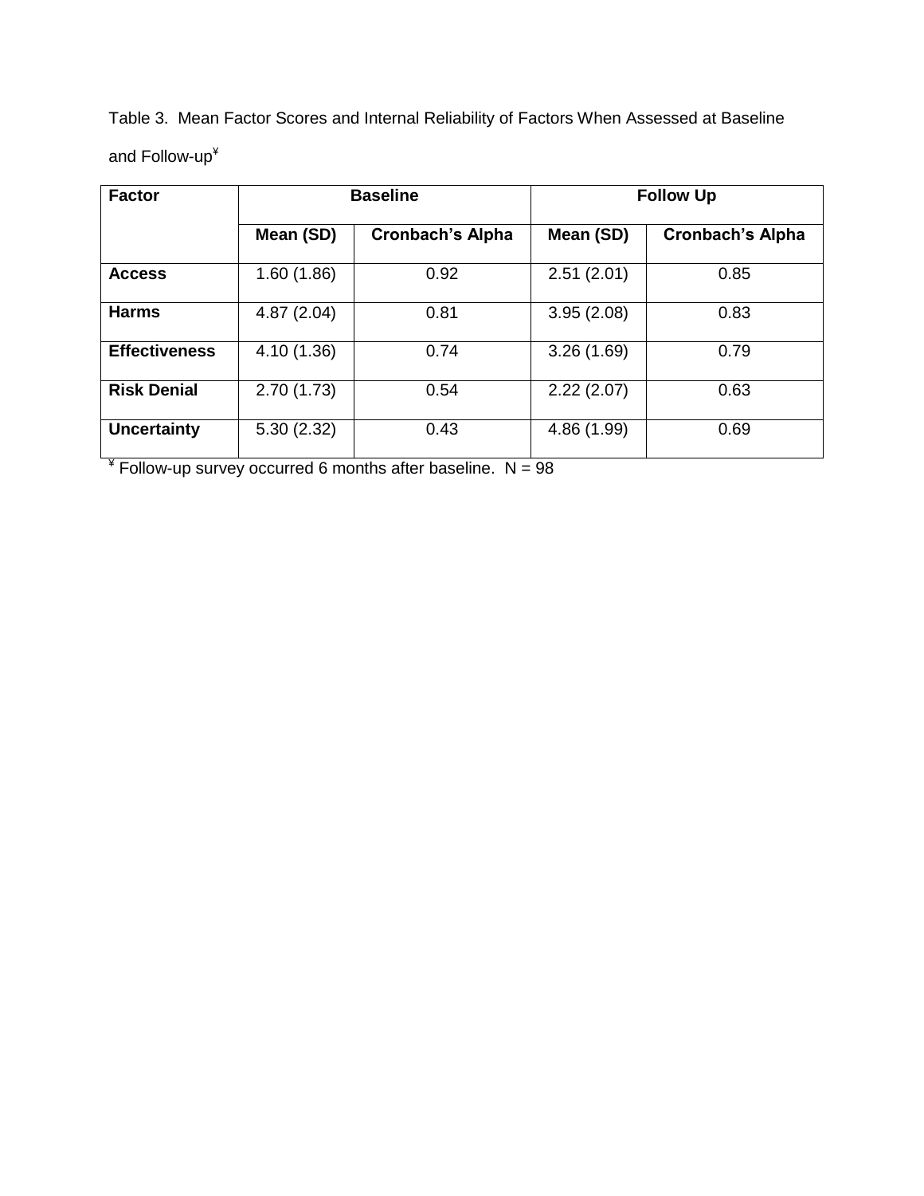Table 3. Mean Factor Scores and Internal Reliability of Factors When Assessed at Baseline and Follow-up¥

| Factor | Baseline | | Follow Up | |
|---|---|---|---|---|
| | Mean (SD) | Cronbach's Alpha | Mean (SD) | Cronbach's Alpha |
| **Access** | 1.60 (1.86) | 0.92 | 2.51 (2.01) | 0.85 |
| **Harms** | 4.87 (2.04) | 0.81 | 3.95 (2.08) | 0.83 |
| **Effectiveness** | 4.10 (1.36) | 0.74 | 3.26 (1.69) | 0.79 |
| **Risk Denial** | 2.70 (1.73) | 0.54 | 2.22 (2.07) | 0.63 |
| **Uncertainty** | 5.30 (2.32) | 0.43 | 4.86 (1.99) | 0.69 |

¥ Follow-up survey occurred 6 months after baseline. N = 98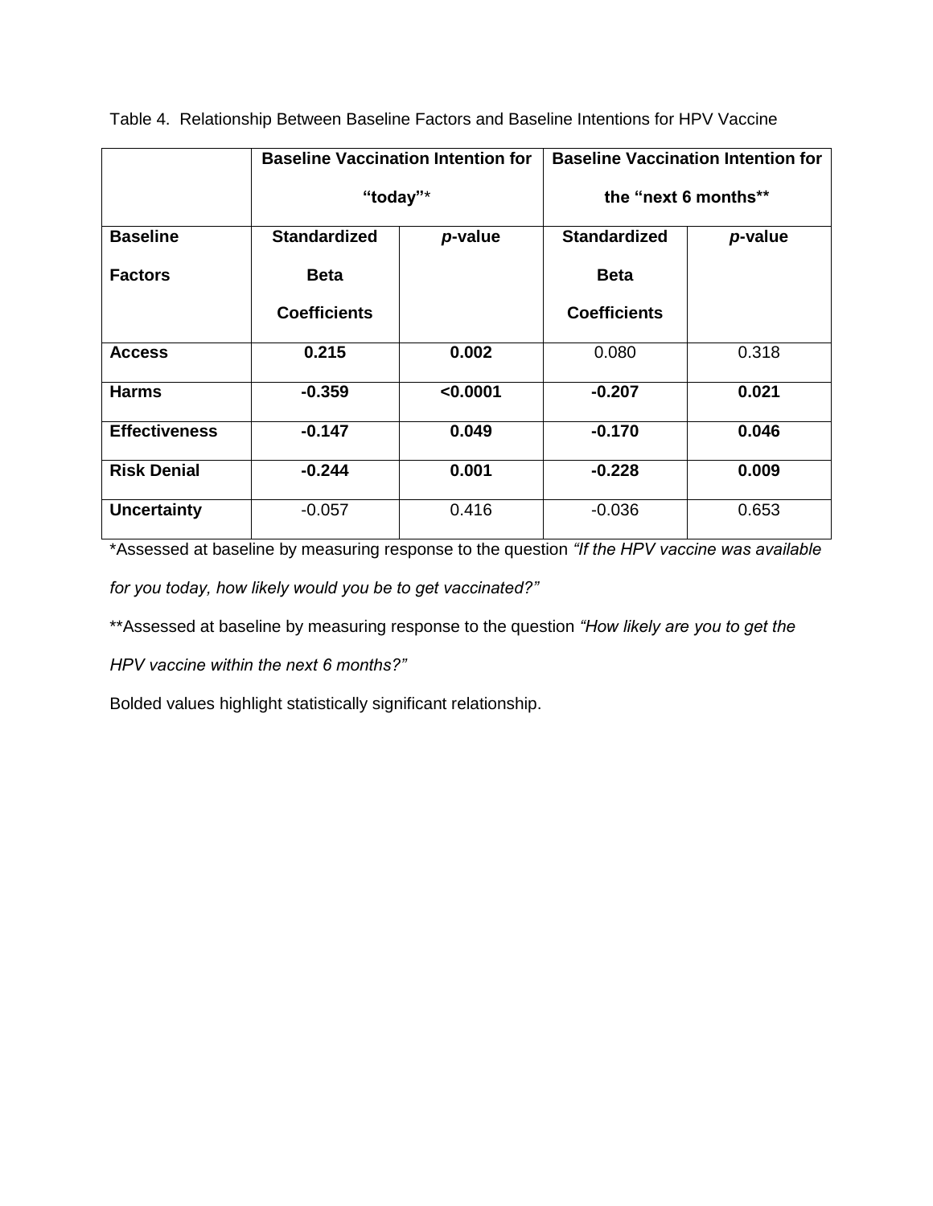Table 4. Relationship Between Baseline Factors and Baseline Intentions for HPV Vaccine

| | **Baseline Vaccination Intention for "today"*** | | **Baseline Vaccination Intention for the "next 6 months**** | |
|---|---|---|---|---|
| **Baseline Factors** | **Standardized Beta Coefficients** | ***p*-value** | **Standardized Beta Coefficients** | ***p*-value** |
| **Access** | **0.215** | **0.002** | 0.080 | 0.318 |
| **Harms** | **-0.359** | **<0.0001** | **-0.207** | **0.021** |
| **Effectiveness** | **-0.147** | **0.049** | **-0.170** | **0.046** |
| **Risk Denial** | **-0.244** | **0.001** | **-0.228** | **0.009** |
| **Uncertainty** | -0.057 | 0.416 | -0.036 | 0.653 |

*Assessed at baseline by measuring response to the question *"If the HPV vaccine was available for you today, how likely would you be to get vaccinated?"*

**Assessed at baseline by measuring response to the question *"How likely are you to get the HPV vaccine within the next 6 months?"*

Bolded values highlight statistically significant relationship.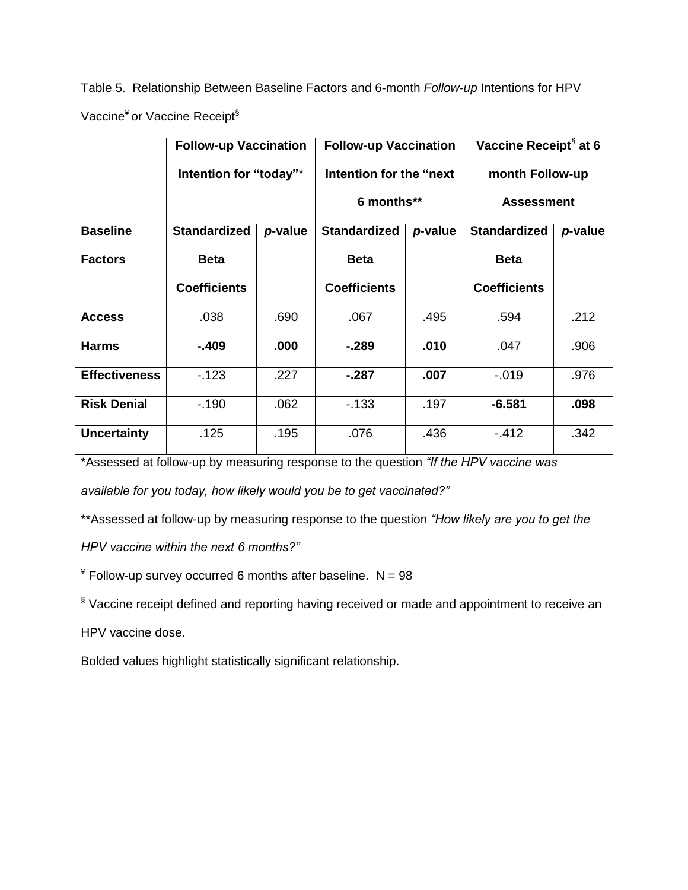Table 5. Relationship Between Baseline Factors and 6-month *Follow-up* Intentions for HPV Vaccine[¥] or Vaccine Receipt[§]

| | **Follow-up Vaccination Intention for "today"*** | | **Follow-up Vaccination Intention for the "next 6 months**** | | **Vaccine Receipt[§] at 6 month Follow-up Assessment** | |
|---|---|---|---|---|---|---|
| **Baseline Factors** | **Standardized Beta Coefficients** | ***p*-value** | **Standardized Beta Coefficients** | ***p*-value** | **Standardized Beta Coefficients** | ***p*-value** |
| **Access** | .038 | .690 | .067 | .495 | .594 | .212 |
| **Harms** | **-.409** | **.000** | **-.289** | **.010** | .047 | .906 |
| **Effectiveness** | -.123 | .227 | **-.287** | **.007** | -.019 | .976 |
| **Risk Denial** | -.190 | .062 | -.133 | .197 | **-6.581** | **.098** |
| **Uncertainty** | .125 | .195 | .076 | .436 | -.412 | .342 |

*Assessed at follow-up by measuring response to the question *"If the HPV vaccine was available for you today, how likely would you be to get vaccinated?"*

**Assessed at follow-up by measuring response to the question *"How likely are you to get the HPV vaccine within the next 6 months?"*

[¥] Follow-up survey occurred 6 months after baseline. N = 98

[§] Vaccine receipt defined and reporting having received or made and appointment to receive an HPV vaccine dose.

Bolded values highlight statistically significant relationship.